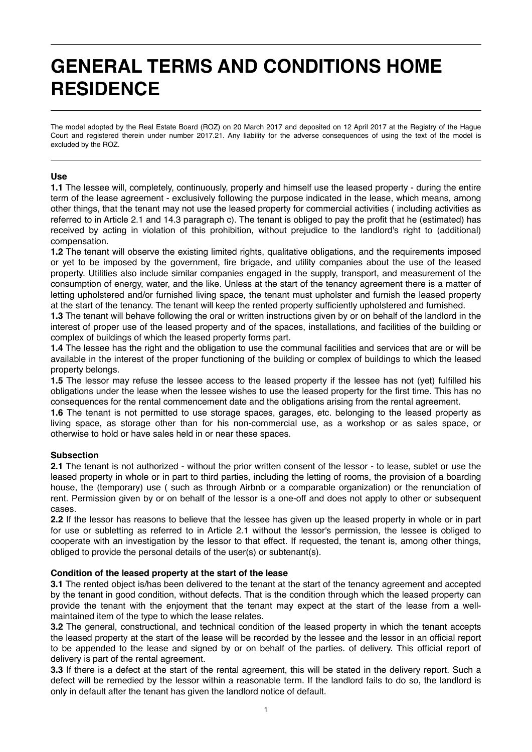# GENERAL TERMS AND CONDITIONS HOME RESIDENCE

The model adopted by the Real Estate Board (ROZ) on 20 March 2017 and deposited on 12 April 2017 at the Registry of the Hague Court and registered therein under number 2017.21. Any liability for the adverse consequences of using the text of the model is excluded by the ROZ.

### Use

**1.1** The lessee will, completely, continuously, properly and himself use the leased property - during the entire term of the lease agreement - exclusively following the purpose indicated in the lease, which means, among other things, that the tenant may not use the leased property for commercial activities ( including activities as referred to in Article 2.1 and 14.3 paragraph c). The tenant is obliged to pay the profit that he (estimated) has received by acting in violation of this prohibition, without prejudice to the landlord's right to (additional) compensation.

**1.2** The tenant will observe the existing limited rights, qualitative obligations, and the requirements imposed or yet to be imposed by the government, fire brigade, and utility companies about the use of the leased property. Utilities also include similar companies engaged in the supply, transport, and measurement of the consumption of energy, water, and the like. Unless at the start of the tenancy agreement there is a matter of letting upholstered and/or furnished living space, the tenant must upholster and furnish the leased property at the start of the tenancy. The tenant will keep the rented property sufficiently upholstered and furnished.

**1.3** The tenant will behave following the oral or written instructions given by or on behalf of the landlord in the interest of proper use of the leased property and of the spaces, installations, and facilities of the building or complex of buildings of which the leased property forms part.

**1.4** The lessee has the right and the obligation to use the communal facilities and services that are or will be available in the interest of the proper functioning of the building or complex of buildings to which the leased property belongs.

**1.5** The lessor may refuse the lessee access to the leased property if the lessee has not (yet) fulfilled his obligations under the lease when the lessee wishes to use the leased property for the first time. This has no consequences for the rental commencement date and the obligations arising from the rental agreement.

**1.6** The tenant is not permitted to use storage spaces, garages, etc. belonging to the leased property as living space, as storage other than for his non-commercial use, as a workshop or as sales space, or otherwise to hold or have sales held in or near these spaces.

### Subsection

**2.1** The tenant is not authorized - without the prior written consent of the lessor - to lease, sublet or use the leased property in whole or in part to third parties, including the letting of rooms, the provision of a boarding house, the (temporary) use ( such as through Airbnb or a comparable organization) or the renunciation of rent. Permission given by or on behalf of the lessor is a one-off and does not apply to other or subsequent cases.

**2.2** If the lessor has reasons to believe that the lessee has given up the leased property in whole or in part for use or subletting as referred to in Article 2.1 without the lessor's permission, the lessee is obliged to cooperate with an investigation by the lessor to that effect. If requested, the tenant is, among other things, obliged to provide the personal details of the user(s) or subtenant(s).

### Condition of the leased property at the start of the lease

**3.1** The rented object is/has been delivered to the tenant at the start of the tenancy agreement and accepted by the tenant in good condition, without defects. That is the condition through which the leased property can provide the tenant with the enjoyment that the tenant may expect at the start of the lease from a well-maintained item of the type to which the lease relates.

**3.2** The general, constructional, and technical condition of the leased property in which the tenant accepts the leased property at the start of the lease will be recorded by the lessee and the lessor in an official report to be appended to the lease and signed by or on behalf of the parties. of delivery. This official report of delivery is part of the rental agreement.

**3.3** If there is a defect at the start of the rental agreement, this will be stated in the delivery report. Such a defect will be remedied by the lessor within a reasonable term. If the landlord fails to do so, the landlord is only in default after the tenant has given the landlord notice of default.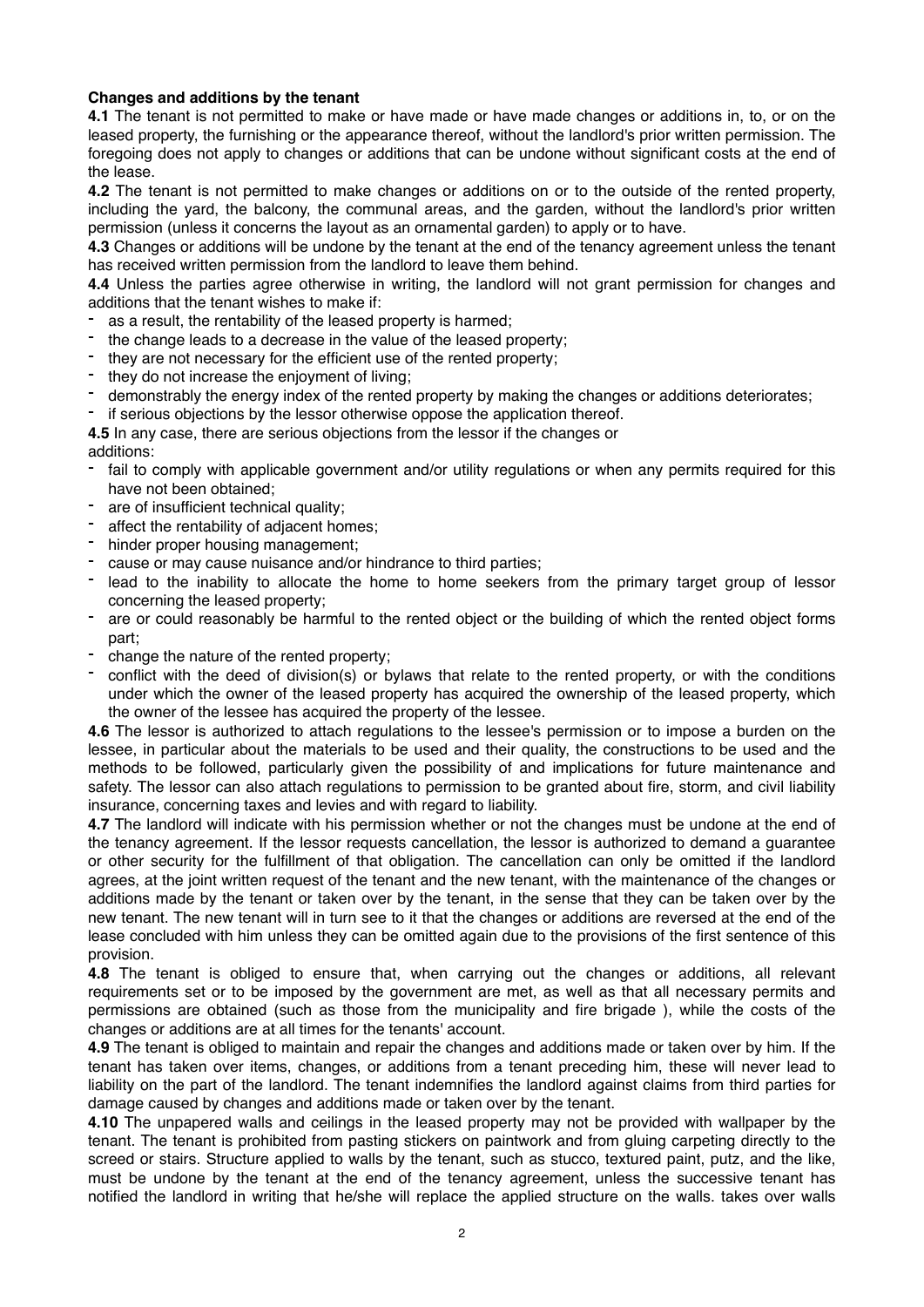**Changes and additions by the tenant**

**4.1** The tenant is not permitted to make or have made or have made changes or additions in, to, or on the leased property, the furnishing or the appearance thereof, without the landlord's prior written permission. The foregoing does not apply to changes or additions that can be undone without significant costs at the end of the lease.

**4.2** The tenant is not permitted to make changes or additions on or to the outside of the rented property, including the yard, the balcony, the communal areas, and the garden, without the landlord's prior written permission (unless it concerns the layout as an ornamental garden) to apply or to have.

**4.3** Changes or additions will be undone by the tenant at the end of the tenancy agreement unless the tenant has received written permission from the landlord to leave them behind.

**4.4** Unless the parties agree otherwise in writing, the landlord will not grant permission for changes and additions that the tenant wishes to make if:

- as a result, the rentability of the leased property is harmed;
- the change leads to a decrease in the value of the leased property;
- they are not necessary for the efficient use of the rented property;
- they do not increase the enjoyment of living;
- demonstrably the energy index of the rented property by making the changes or additions deteriorates;
- if serious objections by the lessor otherwise oppose the application thereof.

**4.5** In any case, there are serious objections from the lessor if the changes or additions:

- fail to comply with applicable government and/or utility regulations or when any permits required for this have not been obtained;
- are of insufficient technical quality;
- affect the rentability of adjacent homes;
- hinder proper housing management;
- cause or may cause nuisance and/or hindrance to third parties;
- lead to the inability to allocate the home to home seekers from the primary target group of lessor concerning the leased property;
- are or could reasonably be harmful to the rented object or the building of which the rented object forms part;
- change the nature of the rented property;
- conflict with the deed of division(s) or bylaws that relate to the rented property, or with the conditions under which the owner of the leased property has acquired the ownership of the leased property, which the owner of the lessee has acquired the property of the lessee.

**4.6** The lessor is authorized to attach regulations to the lessee's permission or to impose a burden on the lessee, in particular about the materials to be used and their quality, the constructions to be used and the methods to be followed, particularly given the possibility of and implications for future maintenance and safety. The lessor can also attach regulations to permission to be granted about fire, storm, and civil liability insurance, concerning taxes and levies and with regard to liability.

**4.7** The landlord will indicate with his permission whether or not the changes must be undone at the end of the tenancy agreement. If the lessor requests cancellation, the lessor is authorized to demand a guarantee or other security for the fulfillment of that obligation. The cancellation can only be omitted if the landlord agrees, at the joint written request of the tenant and the new tenant, with the maintenance of the changes or additions made by the tenant or taken over by the tenant, in the sense that they can be taken over by the new tenant. The new tenant will in turn see to it that the changes or additions are reversed at the end of the lease concluded with him unless they can be omitted again due to the provisions of the first sentence of this provision.

**4.8** The tenant is obliged to ensure that, when carrying out the changes or additions, all relevant requirements set or to be imposed by the government are met, as well as that all necessary permits and permissions are obtained (such as those from the municipality and fire brigade ), while the costs of the changes or additions are at all times for the tenants' account.

**4.9** The tenant is obliged to maintain and repair the changes and additions made or taken over by him. If the tenant has taken over items, changes, or additions from a tenant preceding him, these will never lead to liability on the part of the landlord. The tenant indemnifies the landlord against claims from third parties for damage caused by changes and additions made or taken over by the tenant.

**4.10** The unpapered walls and ceilings in the leased property may not be provided with wallpaper by the tenant. The tenant is prohibited from pasting stickers on paintwork and from gluing carpeting directly to the screed or stairs. Structure applied to walls by the tenant, such as stucco, textured paint, putz, and the like, must be undone by the tenant at the end of the tenancy agreement, unless the successive tenant has notified the landlord in writing that he/she will replace the applied structure on the walls. takes over walls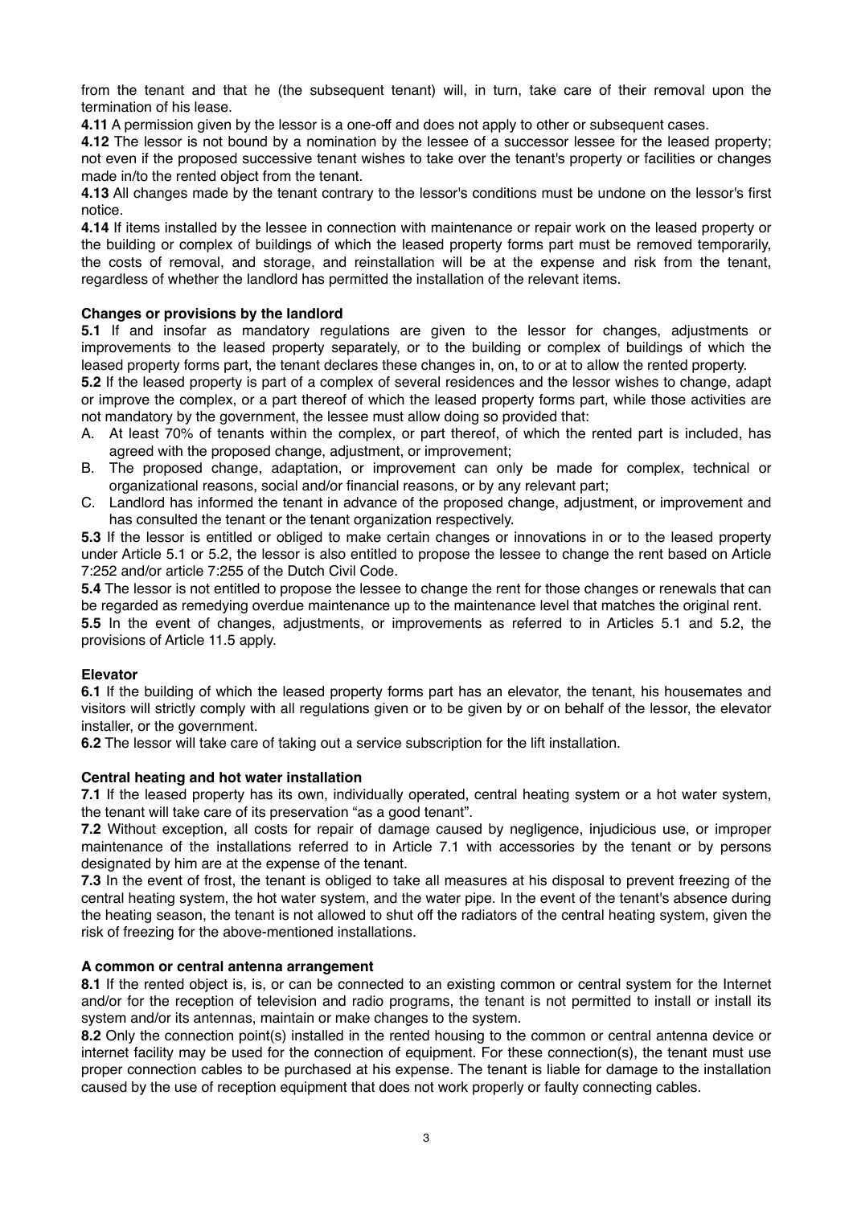from the tenant and that he (the subsequent tenant) will, in turn, take care of their removal upon the termination of his lease.

**4.11** A permission given by the lessor is a one-off and does not apply to other or subsequent cases.

**4.12** The lessor is not bound by a nomination by the lessee of a successor lessee for the leased property; not even if the proposed successive tenant wishes to take over the tenant's property or facilities or changes made in/to the rented object from the tenant.

**4.13** All changes made by the tenant contrary to the lessor's conditions must be undone on the lessor's first notice.

**4.14** If items installed by the lessee in connection with maintenance or repair work on the leased property or the building or complex of buildings of which the leased property forms part must be removed temporarily, the costs of removal, and storage, and reinstallation will be at the expense and risk from the tenant, regardless of whether the landlord has permitted the installation of the relevant items.

**Changes or provisions by the landlord**

**5.1** If and insofar as mandatory regulations are given to the lessor for changes, adjustments or improvements to the leased property separately, or to the building or complex of buildings of which the leased property forms part, the tenant declares these changes in, on, to or at to allow the rented property.

**5.2** If the leased property is part of a complex of several residences and the lessor wishes to change, adapt or improve the complex, or a part thereof of which the leased property forms part, while those activities are not mandatory by the government, the lessee must allow doing so provided that:

A. At least 70% of tenants within the complex, or part thereof, of which the rented part is included, has agreed with the proposed change, adjustment, or improvement;
B. The proposed change, adaptation, or improvement can only be made for complex, technical or organizational reasons, social and/or financial reasons, or by any relevant part;
C. Landlord has informed the tenant in advance of the proposed change, adjustment, or improvement and has consulted the tenant or the tenant organization respectively.

**5.3** If the lessor is entitled or obliged to make certain changes or innovations in or to the leased property under Article 5.1 or 5.2, the lessor is also entitled to propose the lessee to change the rent based on Article 7:252 and/or article 7:255 of the Dutch Civil Code.

**5.4** The lessor is not entitled to propose the lessee to change the rent for those changes or renewals that can be regarded as remedying overdue maintenance up to the maintenance level that matches the original rent.

**5.5** In the event of changes, adjustments, or improvements as referred to in Articles 5.1 and 5.2, the provisions of Article 11.5 apply.

**Elevator**

**6.1** If the building of which the leased property forms part has an elevator, the tenant, his housemates and visitors will strictly comply with all regulations given or to be given by or on behalf of the lessor, the elevator installer, or the government.

**6.2** The lessor will take care of taking out a service subscription for the lift installation.

**Central heating and hot water installation**

**7.1** If the leased property has its own, individually operated, central heating system or a hot water system, the tenant will take care of its preservation "as a good tenant".

**7.2** Without exception, all costs for repair of damage caused by negligence, injudicious use, or improper maintenance of the installations referred to in Article 7.1 with accessories by the tenant or by persons designated by him are at the expense of the tenant.

**7.3** In the event of frost, the tenant is obliged to take all measures at his disposal to prevent freezing of the central heating system, the hot water system, and the water pipe. In the event of the tenant's absence during the heating season, the tenant is not allowed to shut off the radiators of the central heating system, given the risk of freezing for the above-mentioned installations.

**A common or central antenna arrangement**

**8.1** If the rented object is, is, or can be connected to an existing common or central system for the Internet and/or for the reception of television and radio programs, the tenant is not permitted to install or install its system and/or its antennas, maintain or make changes to the system.

**8.2** Only the connection point(s) installed in the rented housing to the common or central antenna device or internet facility may be used for the connection of equipment. For these connection(s), the tenant must use proper connection cables to be purchased at his expense. The tenant is liable for damage to the installation caused by the use of reception equipment that does not work properly or faulty connecting cables.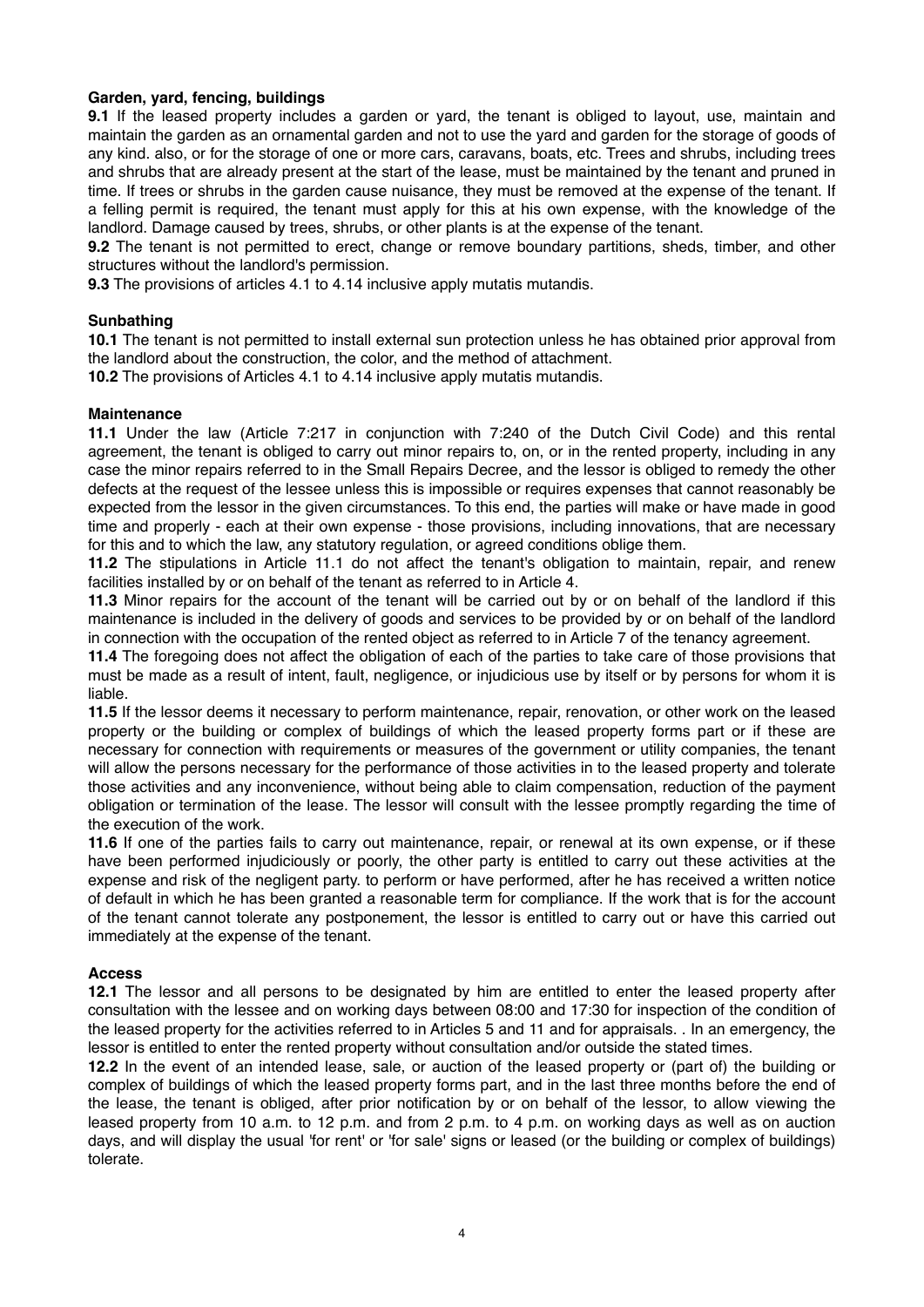**Garden, yard, fencing, buildings**

**9.1** If the leased property includes a garden or yard, the tenant is obliged to layout, use, maintain and maintain the garden as an ornamental garden and not to use the yard and garden for the storage of goods of any kind. also, or for the storage of one or more cars, caravans, boats, etc. Trees and shrubs, including trees and shrubs that are already present at the start of the lease, must be maintained by the tenant and pruned in time. If trees or shrubs in the garden cause nuisance, they must be removed at the expense of the tenant. If a felling permit is required, the tenant must apply for this at his own expense, with the knowledge of the landlord. Damage caused by trees, shrubs, or other plants is at the expense of the tenant.

**9.2** The tenant is not permitted to erect, change or remove boundary partitions, sheds, timber, and other structures without the landlord's permission.

**9.3** The provisions of articles 4.1 to 4.14 inclusive apply mutatis mutandis.

**Sunbathing**

**10.1** The tenant is not permitted to install external sun protection unless he has obtained prior approval from the landlord about the construction, the color, and the method of attachment.

**10.2** The provisions of Articles 4.1 to 4.14 inclusive apply mutatis mutandis.

**Maintenance**

**11.1** Under the law (Article 7:217 in conjunction with 7:240 of the Dutch Civil Code) and this rental agreement, the tenant is obliged to carry out minor repairs to, on, or in the rented property, including in any case the minor repairs referred to in the Small Repairs Decree, and the lessor is obliged to remedy the other defects at the request of the lessee unless this is impossible or requires expenses that cannot reasonably be expected from the lessor in the given circumstances. To this end, the parties will make or have made in good time and properly - each at their own expense - those provisions, including innovations, that are necessary for this and to which the law, any statutory regulation, or agreed conditions oblige them.

**11.2** The stipulations in Article 11.1 do not affect the tenant's obligation to maintain, repair, and renew facilities installed by or on behalf of the tenant as referred to in Article 4.

**11.3** Minor repairs for the account of the tenant will be carried out by or on behalf of the landlord if this maintenance is included in the delivery of goods and services to be provided by or on behalf of the landlord in connection with the occupation of the rented object as referred to in Article 7 of the tenancy agreement.

**11.4** The foregoing does not affect the obligation of each of the parties to take care of those provisions that must be made as a result of intent, fault, negligence, or injudicious use by itself or by persons for whom it is liable.

**11.5** If the lessor deems it necessary to perform maintenance, repair, renovation, or other work on the leased property or the building or complex of buildings of which the leased property forms part or if these are necessary for connection with requirements or measures of the government or utility companies, the tenant will allow the persons necessary for the performance of those activities in to the leased property and tolerate those activities and any inconvenience, without being able to claim compensation, reduction of the payment obligation or termination of the lease. The lessor will consult with the lessee promptly regarding the time of the execution of the work.

**11.6** If one of the parties fails to carry out maintenance, repair, or renewal at its own expense, or if these have been performed injudiciously or poorly, the other party is entitled to carry out these activities at the expense and risk of the negligent party. to perform or have performed, after he has received a written notice of default in which he has been granted a reasonable term for compliance. If the work that is for the account of the tenant cannot tolerate any postponement, the lessor is entitled to carry out or have this carried out immediately at the expense of the tenant.

**Access**

**12.1** The lessor and all persons to be designated by him are entitled to enter the leased property after consultation with the lessee and on working days between 08:00 and 17:30 for inspection of the condition of the leased property for the activities referred to in Articles 5 and 11 and for appraisals. . In an emergency, the lessor is entitled to enter the rented property without consultation and/or outside the stated times.

**12.2** In the event of an intended lease, sale, or auction of the leased property or (part of) the building or complex of buildings of which the leased property forms part, and in the last three months before the end of the lease, the tenant is obliged, after prior notification by or on behalf of the lessor, to allow viewing the leased property from 10 a.m. to 12 p.m. and from 2 p.m. to 4 p.m. on working days as well as on auction days, and will display the usual 'for rent' or 'for sale' signs or leased (or the building or complex of buildings) tolerate.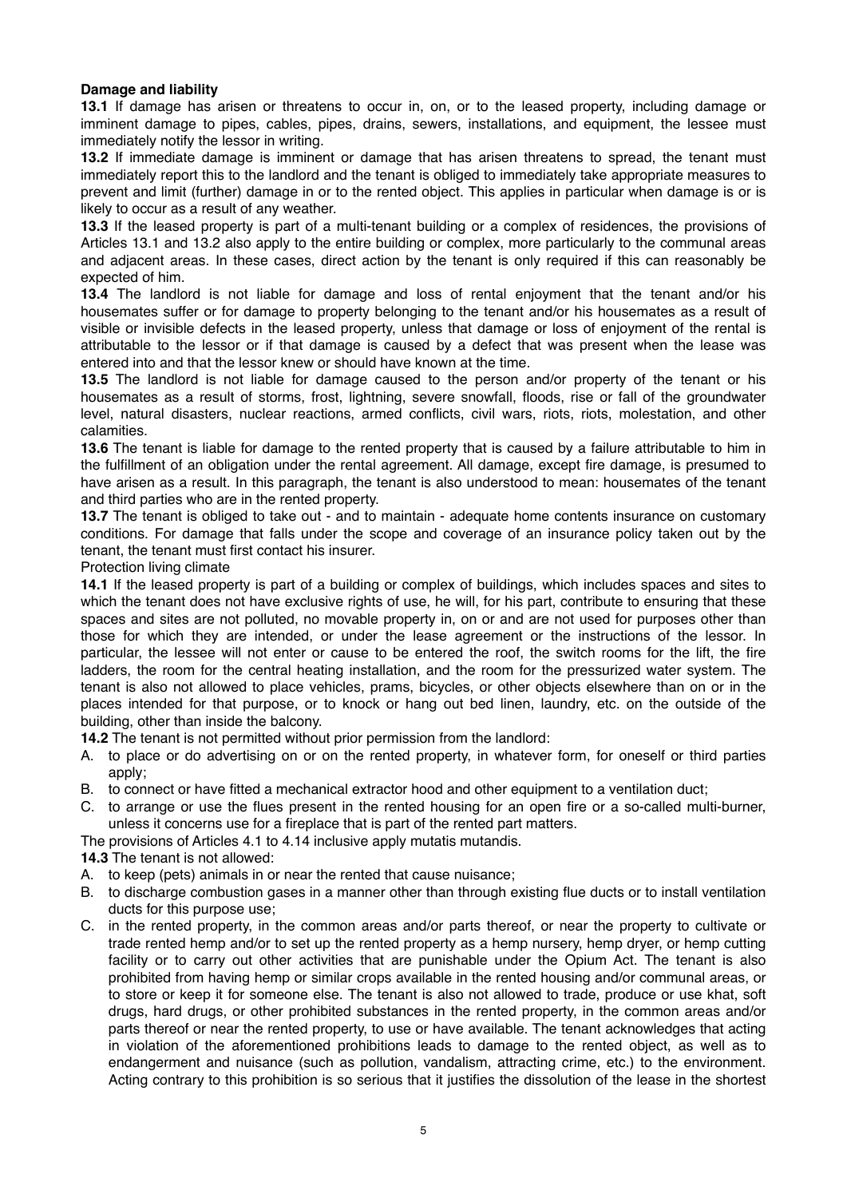**Damage and liability**

**13.1** If damage has arisen or threatens to occur in, on, or to the leased property, including damage or imminent damage to pipes, cables, pipes, drains, sewers, installations, and equipment, the lessee must immediately notify the lessor in writing.

**13.2** If immediate damage is imminent or damage that has arisen threatens to spread, the tenant must immediately report this to the landlord and the tenant is obliged to immediately take appropriate measures to prevent and limit (further) damage in or to the rented object. This applies in particular when damage is or is likely to occur as a result of any weather.

**13.3** If the leased property is part of a multi-tenant building or a complex of residences, the provisions of Articles 13.1 and 13.2 also apply to the entire building or complex, more particularly to the communal areas and adjacent areas. In these cases, direct action by the tenant is only required if this can reasonably be expected of him.

**13.4** The landlord is not liable for damage and loss of rental enjoyment that the tenant and/or his housemates suffer or for damage to property belonging to the tenant and/or his housemates as a result of visible or invisible defects in the leased property, unless that damage or loss of enjoyment of the rental is attributable to the lessor or if that damage is caused by a defect that was present when the lease was entered into and that the lessor knew or should have known at the time.

**13.5** The landlord is not liable for damage caused to the person and/or property of the tenant or his housemates as a result of storms, frost, lightning, severe snowfall, floods, rise or fall of the groundwater level, natural disasters, nuclear reactions, armed conflicts, civil wars, riots, riots, molestation, and other calamities.

**13.6** The tenant is liable for damage to the rented property that is caused by a failure attributable to him in the fulfillment of an obligation under the rental agreement. All damage, except fire damage, is presumed to have arisen as a result. In this paragraph, the tenant is also understood to mean: housemates of the tenant and third parties who are in the rented property.

**13.7** The tenant is obliged to take out - and to maintain - adequate home contents insurance on customary conditions. For damage that falls under the scope and coverage of an insurance policy taken out by the tenant, the tenant must first contact his insurer.

Protection living climate

**14.1** If the leased property is part of a building or complex of buildings, which includes spaces and sites to which the tenant does not have exclusive rights of use, he will, for his part, contribute to ensuring that these spaces and sites are not polluted, no movable property in, on or and are not used for purposes other than those for which they are intended, or under the lease agreement or the instructions of the lessor. In particular, the lessee will not enter or cause to be entered the roof, the switch rooms for the lift, the fire ladders, the room for the central heating installation, and the room for the pressurized water system. The tenant is also not allowed to place vehicles, prams, bicycles, or other objects elsewhere than on or in the places intended for that purpose, or to knock or hang out bed linen, laundry, etc. on the outside of the building, other than inside the balcony.

**14.2** The tenant is not permitted without prior permission from the landlord:

A. to place or do advertising on or on the rented property, in whatever form, for oneself or third parties apply;
B. to connect or have fitted a mechanical extractor hood and other equipment to a ventilation duct;
C. to arrange or use the flues present in the rented housing for an open fire or a so-called multi-burner, unless it concerns use for a fireplace that is part of the rented part matters.

The provisions of Articles 4.1 to 4.14 inclusive apply mutatis mutandis.

**14.3** The tenant is not allowed:

A. to keep (pets) animals in or near the rented that cause nuisance;
B. to discharge combustion gases in a manner other than through existing flue ducts or to install ventilation ducts for this purpose use;
C. in the rented property, in the common areas and/or parts thereof, or near the property to cultivate or trade rented hemp and/or to set up the rented property as a hemp nursery, hemp dryer, or hemp cutting facility or to carry out other activities that are punishable under the Opium Act. The tenant is also prohibited from having hemp or similar crops available in the rented housing and/or communal areas, or to store or keep it for someone else. The tenant is also not allowed to trade, produce or use khat, soft drugs, hard drugs, or other prohibited substances in the rented property, in the common areas and/or parts thereof or near the rented property, to use or have available. The tenant acknowledges that acting in violation of the aforementioned prohibitions leads to damage to the rented object, as well as to endangerment and nuisance (such as pollution, vandalism, attracting crime, etc.) to the environment. Acting contrary to this prohibition is so serious that it justifies the dissolution of the lease in the shortest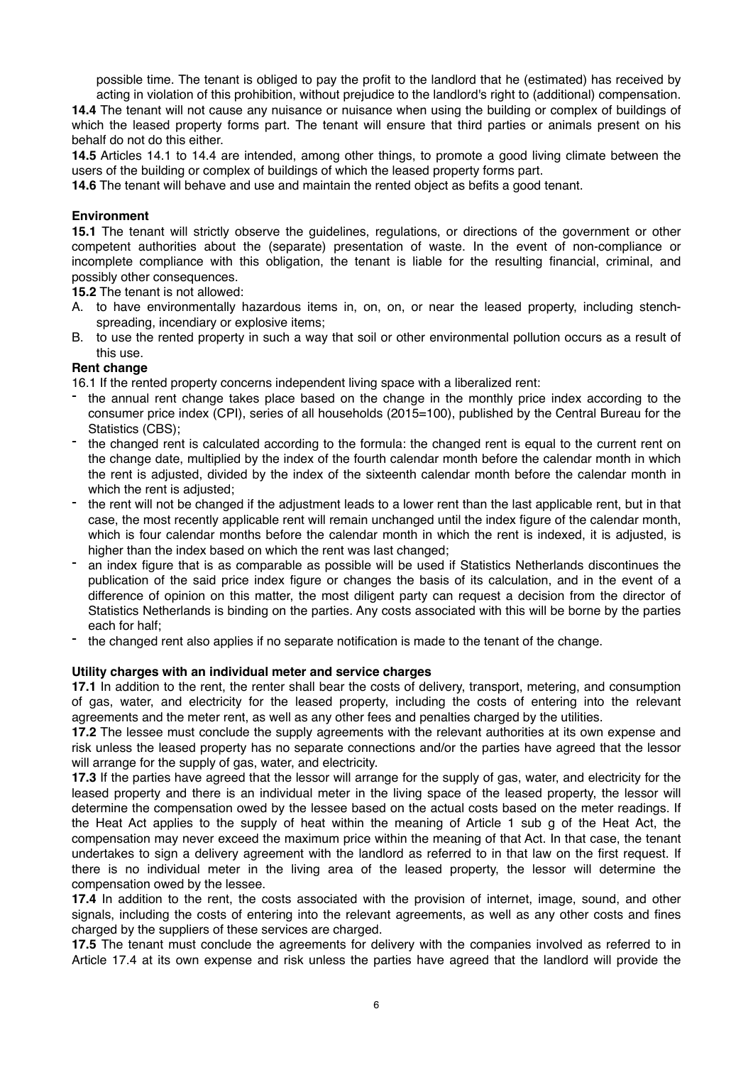possible time. The tenant is obliged to pay the profit to the landlord that he (estimated) has received by acting in violation of this prohibition, without prejudice to the landlord's right to (additional) compensation.

**14.4** The tenant will not cause any nuisance or nuisance when using the building or complex of buildings of which the leased property forms part. The tenant will ensure that third parties or animals present on his behalf do not do this either.

**14.5** Articles 14.1 to 14.4 are intended, among other things, to promote a good living climate between the users of the building or complex of buildings of which the leased property forms part.

**14.6** The tenant will behave and use and maintain the rented object as befits a good tenant.

**Environment**

**15.1** The tenant will strictly observe the guidelines, regulations, or directions of the government or other competent authorities about the (separate) presentation of waste. In the event of non-compliance or incomplete compliance with this obligation, the tenant is liable for the resulting financial, criminal, and possibly other consequences.

**15.2** The tenant is not allowed:

A. to have environmentally hazardous items in, on, on, or near the leased property, including stench-spreading, incendiary or explosive items;
B. to use the rented property in such a way that soil or other environmental pollution occurs as a result of this use.

**Rent change**

16.1 If the rented property concerns independent living space with a liberalized rent:

- the annual rent change takes place based on the change in the monthly price index according to the consumer price index (CPI), series of all households (2015=100), published by the Central Bureau for the Statistics (CBS);
- the changed rent is calculated according to the formula: the changed rent is equal to the current rent on the change date, multiplied by the index of the fourth calendar month before the calendar month in which the rent is adjusted, divided by the index of the sixteenth calendar month before the calendar month in which the rent is adjusted;
- the rent will not be changed if the adjustment leads to a lower rent than the last applicable rent, but in that case, the most recently applicable rent will remain unchanged until the index figure of the calendar month, which is four calendar months before the calendar month in which the rent is indexed, it is adjusted, is higher than the index based on which the rent was last changed;
- an index figure that is as comparable as possible will be used if Statistics Netherlands discontinues the publication of the said price index figure or changes the basis of its calculation, and in the event of a difference of opinion on this matter, the most diligent party can request a decision from the director of Statistics Netherlands is binding on the parties. Any costs associated with this will be borne by the parties each for half;
- the changed rent also applies if no separate notification is made to the tenant of the change.

**Utility charges with an individual meter and service charges**

**17.1** In addition to the rent, the renter shall bear the costs of delivery, transport, metering, and consumption of gas, water, and electricity for the leased property, including the costs of entering into the relevant agreements and the meter rent, as well as any other fees and penalties charged by the utilities.

**17.2** The lessee must conclude the supply agreements with the relevant authorities at its own expense and risk unless the leased property has no separate connections and/or the parties have agreed that the lessor will arrange for the supply of gas, water, and electricity.

**17.3** If the parties have agreed that the lessor will arrange for the supply of gas, water, and electricity for the leased property and there is an individual meter in the living space of the leased property, the lessor will determine the compensation owed by the lessee based on the actual costs based on the meter readings. If the Heat Act applies to the supply of heat within the meaning of Article 1 sub g of the Heat Act, the compensation may never exceed the maximum price within the meaning of that Act. In that case, the tenant undertakes to sign a delivery agreement with the landlord as referred to in that law on the first request. If there is no individual meter in the living area of the leased property, the lessor will determine the compensation owed by the lessee.

**17.4** In addition to the rent, the costs associated with the provision of internet, image, sound, and other signals, including the costs of entering into the relevant agreements, as well as any other costs and fines charged by the suppliers of these services are charged.

**17.5** The tenant must conclude the agreements for delivery with the companies involved as referred to in Article 17.4 at its own expense and risk unless the parties have agreed that the landlord will provide the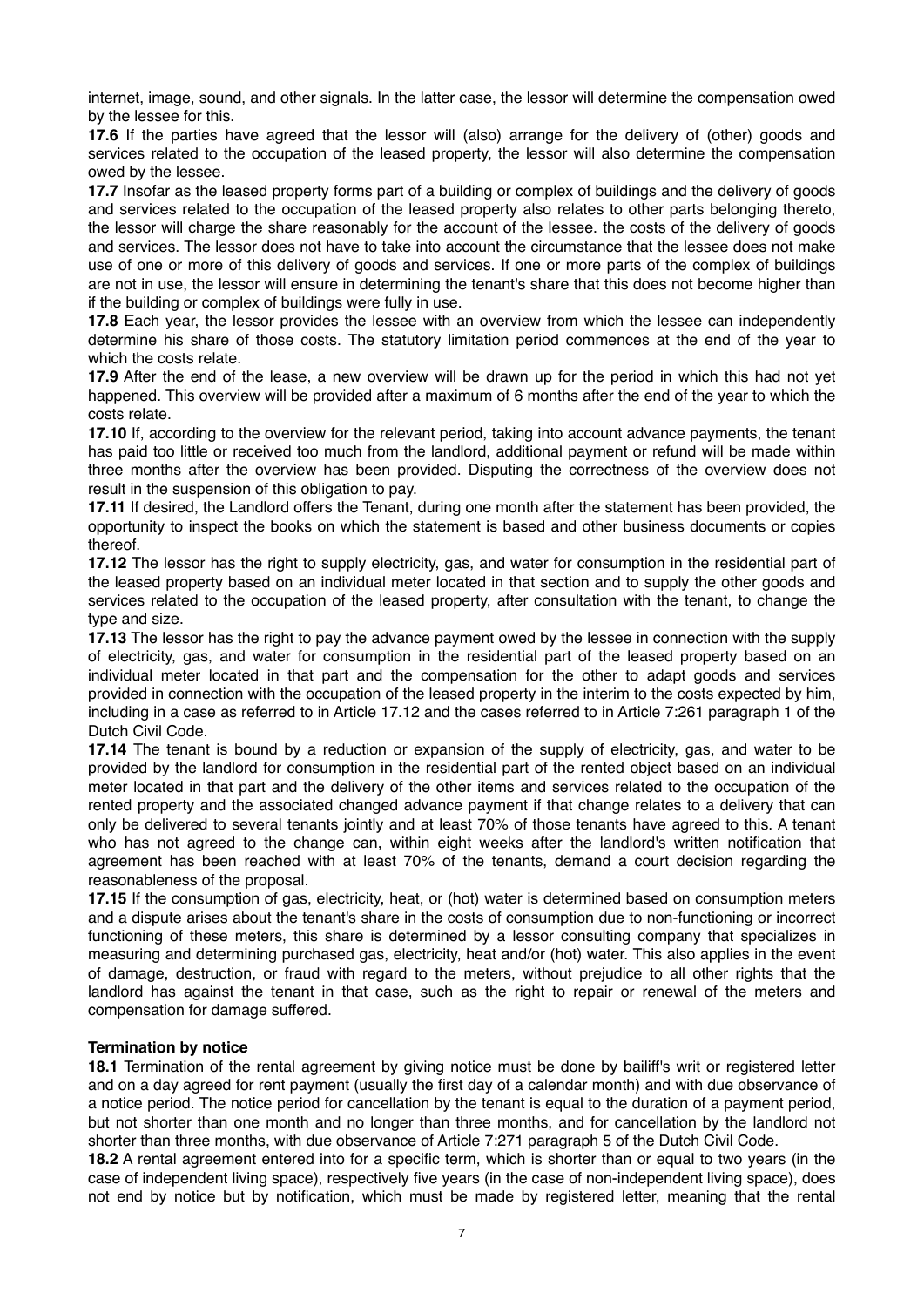internet, image, sound, and other signals. In the latter case, the lessor will determine the compensation owed by the lessee for this.

**17.6** If the parties have agreed that the lessor will (also) arrange for the delivery of (other) goods and services related to the occupation of the leased property, the lessor will also determine the compensation owed by the lessee.

**17.7** Insofar as the leased property forms part of a building or complex of buildings and the delivery of goods and services related to the occupation of the leased property also relates to other parts belonging thereto, the lessor will charge the share reasonably for the account of the lessee. the costs of the delivery of goods and services. The lessor does not have to take into account the circumstance that the lessee does not make use of one or more of this delivery of goods and services. If one or more parts of the complex of buildings are not in use, the lessor will ensure in determining the tenant's share that this does not become higher than if the building or complex of buildings were fully in use.

**17.8** Each year, the lessor provides the lessee with an overview from which the lessee can independently determine his share of those costs. The statutory limitation period commences at the end of the year to which the costs relate.

**17.9** After the end of the lease, a new overview will be drawn up for the period in which this had not yet happened. This overview will be provided after a maximum of 6 months after the end of the year to which the costs relate.

**17.10** If, according to the overview for the relevant period, taking into account advance payments, the tenant has paid too little or received too much from the landlord, additional payment or refund will be made within three months after the overview has been provided. Disputing the correctness of the overview does not result in the suspension of this obligation to pay.

**17.11** If desired, the Landlord offers the Tenant, during one month after the statement has been provided, the opportunity to inspect the books on which the statement is based and other business documents or copies thereof.

**17.12** The lessor has the right to supply electricity, gas, and water for consumption in the residential part of the leased property based on an individual meter located in that section and to supply the other goods and services related to the occupation of the leased property, after consultation with the tenant, to change the type and size.

**17.13** The lessor has the right to pay the advance payment owed by the lessee in connection with the supply of electricity, gas, and water for consumption in the residential part of the leased property based on an individual meter located in that part and the compensation for the other to adapt goods and services provided in connection with the occupation of the leased property in the interim to the costs expected by him, including in a case as referred to in Article 17.12 and the cases referred to in Article 7:261 paragraph 1 of the Dutch Civil Code.

**17.14** The tenant is bound by a reduction or expansion of the supply of electricity, gas, and water to be provided by the landlord for consumption in the residential part of the rented object based on an individual meter located in that part and the delivery of the other items and services related to the occupation of the rented property and the associated changed advance payment if that change relates to a delivery that can only be delivered to several tenants jointly and at least 70% of those tenants have agreed to this. A tenant who has not agreed to the change can, within eight weeks after the landlord's written notification that agreement has been reached with at least 70% of the tenants, demand a court decision regarding the reasonableness of the proposal.

**17.15** If the consumption of gas, electricity, heat, or (hot) water is determined based on consumption meters and a dispute arises about the tenant's share in the costs of consumption due to non-functioning or incorrect functioning of these meters, this share is determined by a lessor consulting company that specializes in measuring and determining purchased gas, electricity, heat and/or (hot) water. This also applies in the event of damage, destruction, or fraud with regard to the meters, without prejudice to all other rights that the landlord has against the tenant in that case, such as the right to repair or renewal of the meters and compensation for damage suffered.

**Termination by notice**

**18.1** Termination of the rental agreement by giving notice must be done by bailiff's writ or registered letter and on a day agreed for rent payment (usually the first day of a calendar month) and with due observance of a notice period. The notice period for cancellation by the tenant is equal to the duration of a payment period, but not shorter than one month and no longer than three months, and for cancellation by the landlord not shorter than three months, with due observance of Article 7:271 paragraph 5 of the Dutch Civil Code.

**18.2** A rental agreement entered into for a specific term, which is shorter than or equal to two years (in the case of independent living space), respectively five years (in the case of non-independent living space), does not end by notice but by notification, which must be made by registered letter, meaning that the rental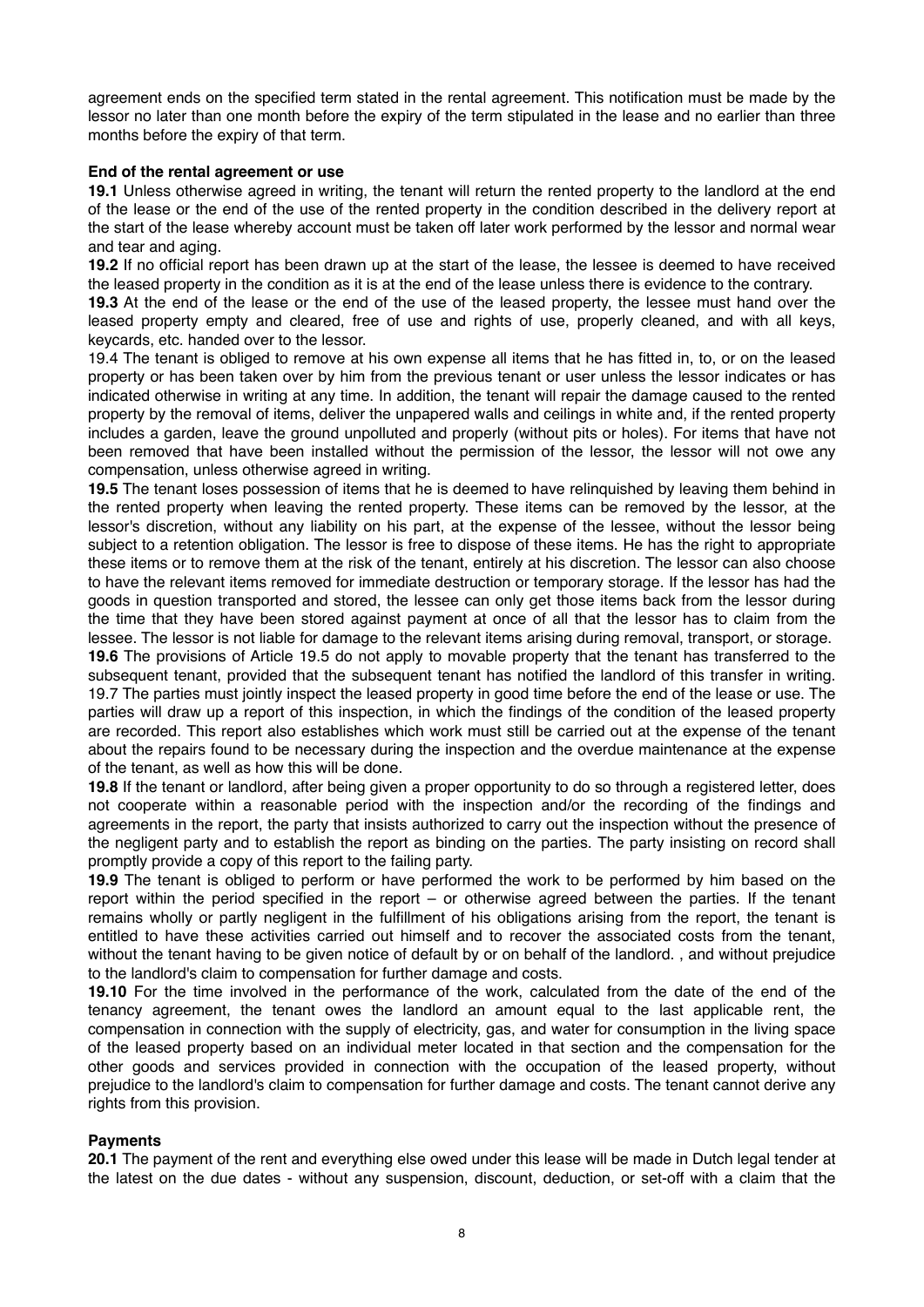agreement ends on the specified term stated in the rental agreement. This notification must be made by the lessor no later than one month before the expiry of the term stipulated in the lease and no earlier than three months before the expiry of that term.

**End of the rental agreement or use**

**19.1** Unless otherwise agreed in writing, the tenant will return the rented property to the landlord at the end of the lease or the end of the use of the rented property in the condition described in the delivery report at the start of the lease whereby account must be taken off later work performed by the lessor and normal wear and tear and aging.

**19.2** If no official report has been drawn up at the start of the lease, the lessee is deemed to have received the leased property in the condition as it is at the end of the lease unless there is evidence to the contrary.

**19.3** At the end of the lease or the end of the use of the leased property, the lessee must hand over the leased property empty and cleared, free of use and rights of use, properly cleaned, and with all keys, keycards, etc. handed over to the lessor.

19.4 The tenant is obliged to remove at his own expense all items that he has fitted in, to, or on the leased property or has been taken over by him from the previous tenant or user unless the lessor indicates or has indicated otherwise in writing at any time. In addition, the tenant will repair the damage caused to the rented property by the removal of items, deliver the unpapered walls and ceilings in white and, if the rented property includes a garden, leave the ground unpolluted and properly (without pits or holes). For items that have not been removed that have been installed without the permission of the lessor, the lessor will not owe any compensation, unless otherwise agreed in writing.

**19.5** The tenant loses possession of items that he is deemed to have relinquished by leaving them behind in the rented property when leaving the rented property. These items can be removed by the lessor, at the lessor's discretion, without any liability on his part, at the expense of the lessee, without the lessor being subject to a retention obligation. The lessor is free to dispose of these items. He has the right to appropriate these items or to remove them at the risk of the tenant, entirely at his discretion. The lessor can also choose to have the relevant items removed for immediate destruction or temporary storage. If the lessor has had the goods in question transported and stored, the lessee can only get those items back from the lessor during the time that they have been stored against payment at once of all that the lessor has to claim from the lessee. The lessor is not liable for damage to the relevant items arising during removal, transport, or storage.

**19.6** The provisions of Article 19.5 do not apply to movable property that the tenant has transferred to the subsequent tenant, provided that the subsequent tenant has notified the landlord of this transfer in writing.

19.7 The parties must jointly inspect the leased property in good time before the end of the lease or use. The parties will draw up a report of this inspection, in which the findings of the condition of the leased property are recorded. This report also establishes which work must still be carried out at the expense of the tenant about the repairs found to be necessary during the inspection and the overdue maintenance at the expense of the tenant, as well as how this will be done.

**19.8** If the tenant or landlord, after being given a proper opportunity to do so through a registered letter, does not cooperate within a reasonable period with the inspection and/or the recording of the findings and agreements in the report, the party that insists authorized to carry out the inspection without the presence of the negligent party and to establish the report as binding on the parties. The party insisting on record shall promptly provide a copy of this report to the failing party.

**19.9** The tenant is obliged to perform or have performed the work to be performed by him based on the report within the period specified in the report – or otherwise agreed between the parties. If the tenant remains wholly or partly negligent in the fulfillment of his obligations arising from the report, the tenant is entitled to have these activities carried out himself and to recover the associated costs from the tenant, without the tenant having to be given notice of default by or on behalf of the landlord. , and without prejudice to the landlord's claim to compensation for further damage and costs.

**19.10** For the time involved in the performance of the work, calculated from the date of the end of the tenancy agreement, the tenant owes the landlord an amount equal to the last applicable rent, the compensation in connection with the supply of electricity, gas, and water for consumption in the living space of the leased property based on an individual meter located in that section and the compensation for the other goods and services provided in connection with the occupation of the leased property, without prejudice to the landlord's claim to compensation for further damage and costs. The tenant cannot derive any rights from this provision.

**Payments**

**20.1** The payment of the rent and everything else owed under this lease will be made in Dutch legal tender at the latest on the due dates - without any suspension, discount, deduction, or set-off with a claim that the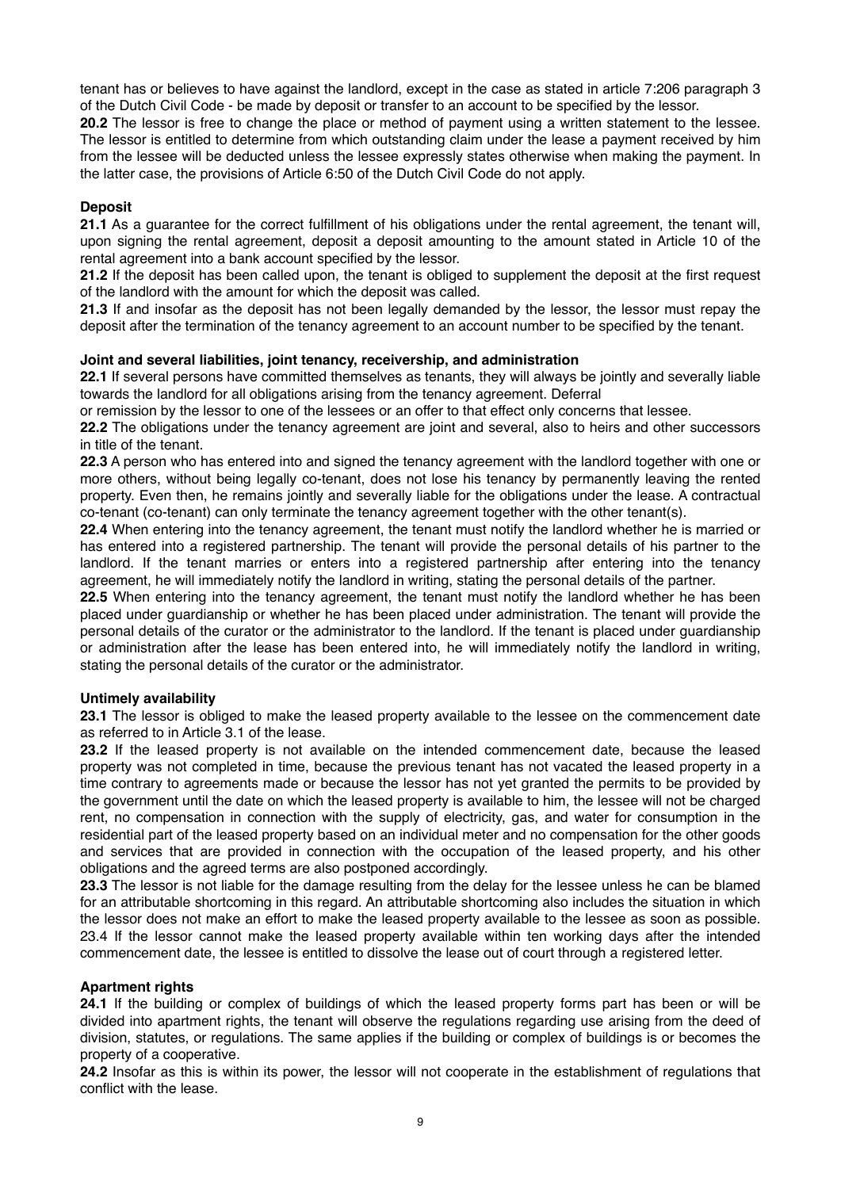tenant has or believes to have against the landlord, except in the case as stated in article 7:206 paragraph 3 of the Dutch Civil Code - be made by deposit or transfer to an account to be specified by the lessor.

**20.2** The lessor is free to change the place or method of payment using a written statement to the lessee. The lessor is entitled to determine from which outstanding claim under the lease a payment received by him from the lessee will be deducted unless the lessee expressly states otherwise when making the payment. In the latter case, the provisions of Article 6:50 of the Dutch Civil Code do not apply.

**Deposit**

**21.1** As a guarantee for the correct fulfillment of his obligations under the rental agreement, the tenant will, upon signing the rental agreement, deposit a deposit amounting to the amount stated in Article 10 of the rental agreement into a bank account specified by the lessor.

**21.2** If the deposit has been called upon, the tenant is obliged to supplement the deposit at the first request of the landlord with the amount for which the deposit was called.

**21.3** If and insofar as the deposit has not been legally demanded by the lessor, the lessor must repay the deposit after the termination of the tenancy agreement to an account number to be specified by the tenant.

**Joint and several liabilities, joint tenancy, receivership, and administration**

**22.1** If several persons have committed themselves as tenants, they will always be jointly and severally liable towards the landlord for all obligations arising from the tenancy agreement. Deferral or remission by the lessor to one of the lessees or an offer to that effect only concerns that lessee.

**22.2** The obligations under the tenancy agreement are joint and several, also to heirs and other successors in title of the tenant.

**22.3** A person who has entered into and signed the tenancy agreement with the landlord together with one or more others, without being legally co-tenant, does not lose his tenancy by permanently leaving the rented property. Even then, he remains jointly and severally liable for the obligations under the lease. A contractual co-tenant (co-tenant) can only terminate the tenancy agreement together with the other tenant(s).

**22.4** When entering into the tenancy agreement, the tenant must notify the landlord whether he is married or has entered into a registered partnership. The tenant will provide the personal details of his partner to the landlord. If the tenant marries or enters into a registered partnership after entering into the tenancy agreement, he will immediately notify the landlord in writing, stating the personal details of the partner.

**22.5** When entering into the tenancy agreement, the tenant must notify the landlord whether he has been placed under guardianship or whether he has been placed under administration. The tenant will provide the personal details of the curator or the administrator to the landlord. If the tenant is placed under guardianship or administration after the lease has been entered into, he will immediately notify the landlord in writing, stating the personal details of the curator or the administrator.

**Untimely availability**

**23.1** The lessor is obliged to make the leased property available to the lessee on the commencement date as referred to in Article 3.1 of the lease.

**23.2** If the leased property is not available on the intended commencement date, because the leased property was not completed in time, because the previous tenant has not vacated the leased property in a time contrary to agreements made or because the lessor has not yet granted the permits to be provided by the government until the date on which the leased property is available to him, the lessee will not be charged rent, no compensation in connection with the supply of electricity, gas, and water for consumption in the residential part of the leased property based on an individual meter and no compensation for the other goods and services that are provided in connection with the occupation of the leased property, and his other obligations and the agreed terms are also postponed accordingly.

**23.3** The lessor is not liable for the damage resulting from the delay for the lessee unless he can be blamed for an attributable shortcoming in this regard. An attributable shortcoming also includes the situation in which the lessor does not make an effort to make the leased property available to the lessee as soon as possible.

23.4 If the lessor cannot make the leased property available within ten working days after the intended commencement date, the lessee is entitled to dissolve the lease out of court through a registered letter.

**Apartment rights**

**24.1** If the building or complex of buildings of which the leased property forms part has been or will be divided into apartment rights, the tenant will observe the regulations regarding use arising from the deed of division, statutes, or regulations. The same applies if the building or complex of buildings is or becomes the property of a cooperative.

**24.2** Insofar as this is within its power, the lessor will not cooperate in the establishment of regulations that conflict with the lease.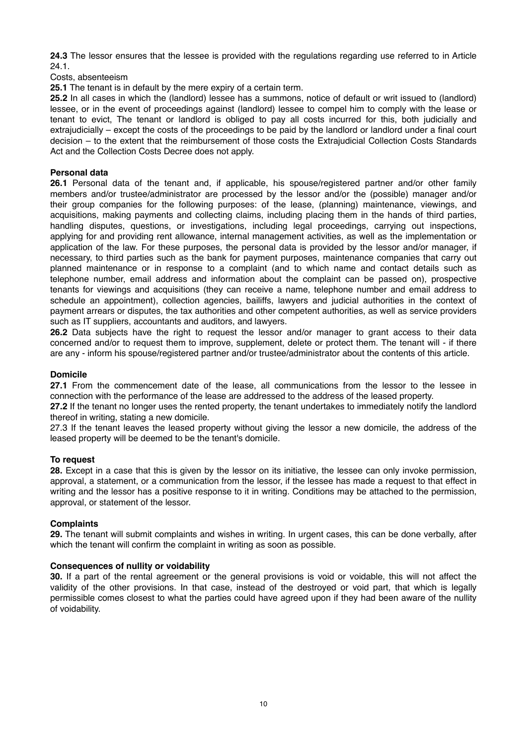**24.3** The lessor ensures that the lessee is provided with the regulations regarding use referred to in Article 24.1.

Costs, absenteeism

**25.1** The tenant is in default by the mere expiry of a certain term.

**25.2** In all cases in which the (landlord) lessee has a summons, notice of default or writ issued to (landlord) lessee, or in the event of proceedings against (landlord) lessee to compel him to comply with the lease or tenant to evict, The tenant or landlord is obliged to pay all costs incurred for this, both judicially and extrajudicially – except the costs of the proceedings to be paid by the landlord or landlord under a final court decision – to the extent that the reimbursement of those costs the Extrajudicial Collection Costs Standards Act and the Collection Costs Decree does not apply.

**Personal data**

**26.1** Personal data of the tenant and, if applicable, his spouse/registered partner and/or other family members and/or trustee/administrator are processed by the lessor and/or the (possible) manager and/or their group companies for the following purposes: of the lease, (planning) maintenance, viewings, and acquisitions, making payments and collecting claims, including placing them in the hands of third parties, handling disputes, questions, or investigations, including legal proceedings, carrying out inspections, applying for and providing rent allowance, internal management activities, as well as the implementation or application of the law. For these purposes, the personal data is provided by the lessor and/or manager, if necessary, to third parties such as the bank for payment purposes, maintenance companies that carry out planned maintenance or in response to a complaint (and to which name and contact details such as telephone number, email address and information about the complaint can be passed on), prospective tenants for viewings and acquisitions (they can receive a name, telephone number and email address to schedule an appointment), collection agencies, bailiffs, lawyers and judicial authorities in the context of payment arrears or disputes, the tax authorities and other competent authorities, as well as service providers such as IT suppliers, accountants and auditors, and lawyers.

**26.2** Data subjects have the right to request the lessor and/or manager to grant access to their data concerned and/or to request them to improve, supplement, delete or protect them. The tenant will - if there are any - inform his spouse/registered partner and/or trustee/administrator about the contents of this article.

**Domicile**

**27.1** From the commencement date of the lease, all communications from the lessor to the lessee in connection with the performance of the lease are addressed to the address of the leased property.

**27.2** If the tenant no longer uses the rented property, the tenant undertakes to immediately notify the landlord thereof in writing, stating a new domicile.

27.3 If the tenant leaves the leased property without giving the lessor a new domicile, the address of the leased property will be deemed to be the tenant's domicile.

**To request**

**28.** Except in a case that this is given by the lessor on its initiative, the lessee can only invoke permission, approval, a statement, or a communication from the lessor, if the lessee has made a request to that effect in writing and the lessor has a positive response to it in writing. Conditions may be attached to the permission, approval, or statement of the lessor.

**Complaints**

**29.** The tenant will submit complaints and wishes in writing. In urgent cases, this can be done verbally, after which the tenant will confirm the complaint in writing as soon as possible.

**Consequences of nullity or voidability**

**30.** If a part of the rental agreement or the general provisions is void or voidable, this will not affect the validity of the other provisions. In that case, instead of the destroyed or void part, that which is legally permissible comes closest to what the parties could have agreed upon if they had been aware of the nullity of voidability.